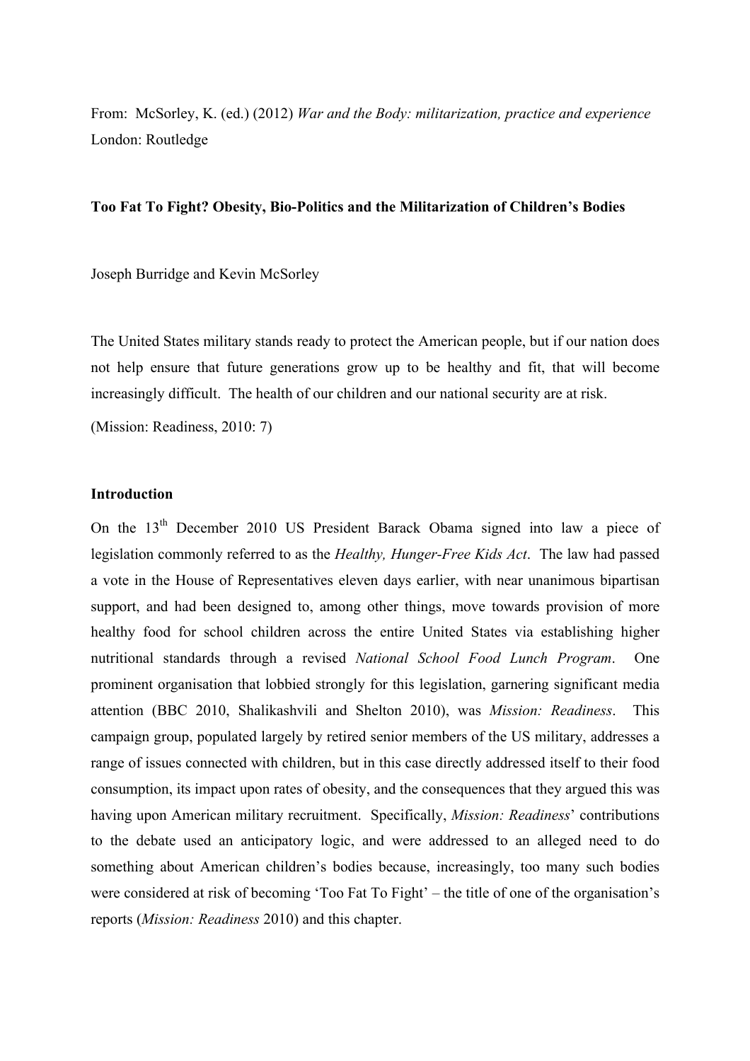From: McSorley, K. (ed.) (2012) *War and the Body: militarization, practice and experience* London: Routledge

**Too Fat To Fight? Obesity, Bio-Politics and the Militarization of Children's Bodies**

Joseph Burridge and Kevin McSorley

The United States military stands ready to protect the American people, but if our nation does not help ensure that future generations grow up to be healthy and fit, that will become increasingly difficult. The health of our children and our national security are at risk.

(Mission: Readiness, 2010: 7)

## Introduction

On the 13th December 2010 US President Barack Obama signed into law a piece of legislation commonly referred to as the *Healthy, Hunger-Free Kids Act*. The law had passed a vote in the House of Representatives eleven days earlier, with near unanimous bipartisan support, and had been designed to, among other things, move towards provision of more healthy food for school children across the entire United States via establishing higher nutritional standards through a revised *National School Food Lunch Program*. One prominent organisation that lobbied strongly for this legislation, garnering significant media attention (BBC 2010, Shalikashvili and Shelton 2010), was *Mission: Readiness*. This campaign group, populated largely by retired senior members of the US military, addresses a range of issues connected with children, but in this case directly addressed itself to their food consumption, its impact upon rates of obesity, and the consequences that they argued this was having upon American military recruitment. Specifically, *Mission: Readiness*' contributions to the debate used an anticipatory logic, and were addressed to an alleged need to do something about American children's bodies because, increasingly, too many such bodies were considered at risk of becoming 'Too Fat To Fight' – the title of one of the organisation's reports (*Mission: Readiness* 2010) and this chapter.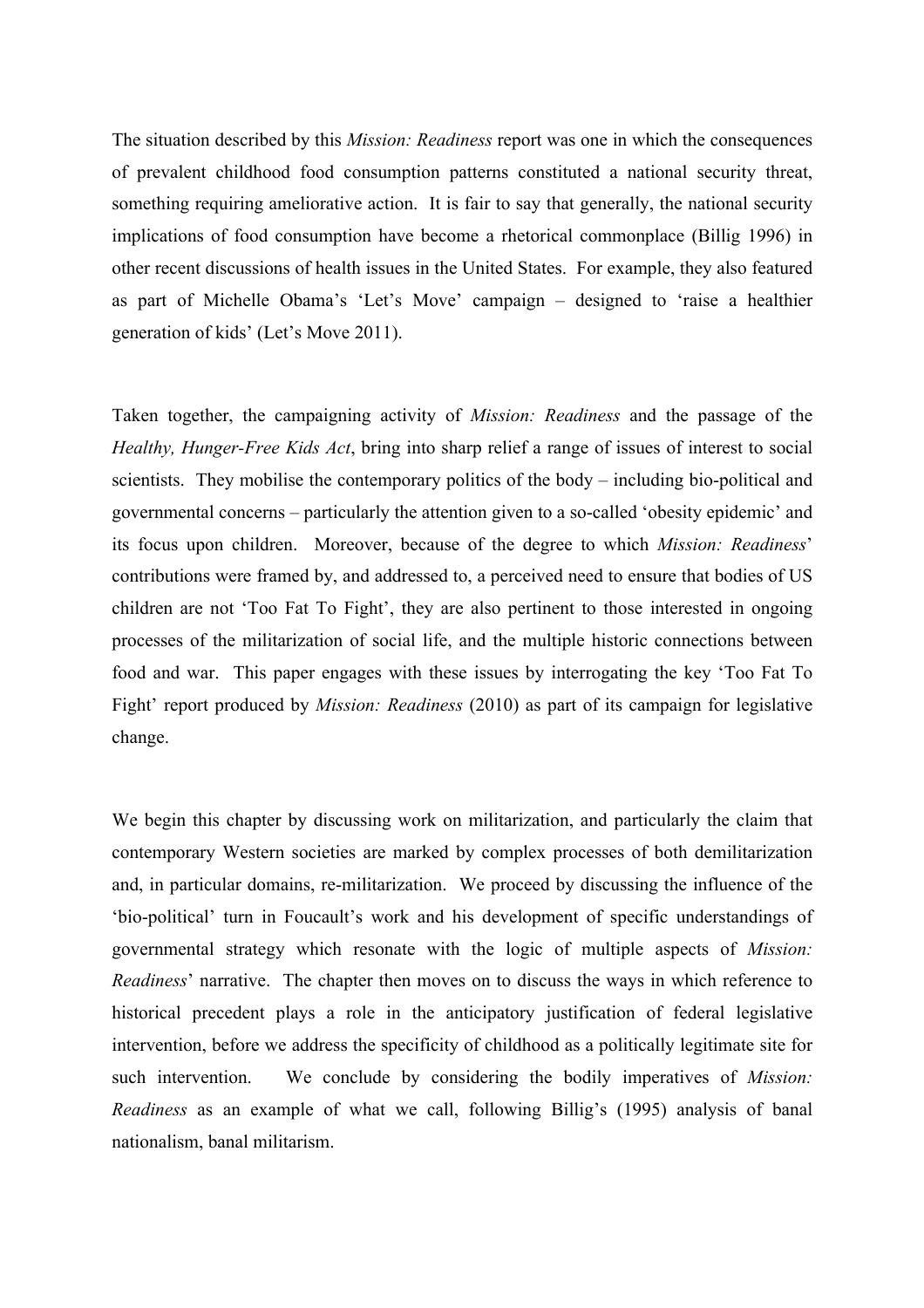The situation described by this *Mission: Readiness* report was one in which the consequences of prevalent childhood food consumption patterns constituted a national security threat, something requiring ameliorative action. It is fair to say that generally, the national security implications of food consumption have become a rhetorical commonplace (Billig 1996) in other recent discussions of health issues in the United States. For example, they also featured as part of Michelle Obama's 'Let's Move' campaign – designed to 'raise a healthier generation of kids' (Let's Move 2011).

Taken together, the campaigning activity of *Mission: Readiness* and the passage of the *Healthy, Hunger-Free Kids Act*, bring into sharp relief a range of issues of interest to social scientists. They mobilise the contemporary politics of the body – including bio-political and governmental concerns – particularly the attention given to a so-called 'obesity epidemic' and its focus upon children. Moreover, because of the degree to which *Mission: Readiness*' contributions were framed by, and addressed to, a perceived need to ensure that bodies of US children are not 'Too Fat To Fight', they are also pertinent to those interested in ongoing processes of the militarization of social life, and the multiple historic connections between food and war. This paper engages with these issues by interrogating the key 'Too Fat To Fight' report produced by *Mission: Readiness* (2010) as part of its campaign for legislative change.

We begin this chapter by discussing work on militarization, and particularly the claim that contemporary Western societies are marked by complex processes of both demilitarization and, in particular domains, re-militarization. We proceed by discussing the influence of the 'bio-political' turn in Foucault's work and his development of specific understandings of governmental strategy which resonate with the logic of multiple aspects of *Mission: Readiness*' narrative. The chapter then moves on to discuss the ways in which reference to historical precedent plays a role in the anticipatory justification of federal legislative intervention, before we address the specificity of childhood as a politically legitimate site for such intervention. We conclude by considering the bodily imperatives of *Mission: Readiness* as an example of what we call, following Billig's (1995) analysis of banal nationalism, banal militarism.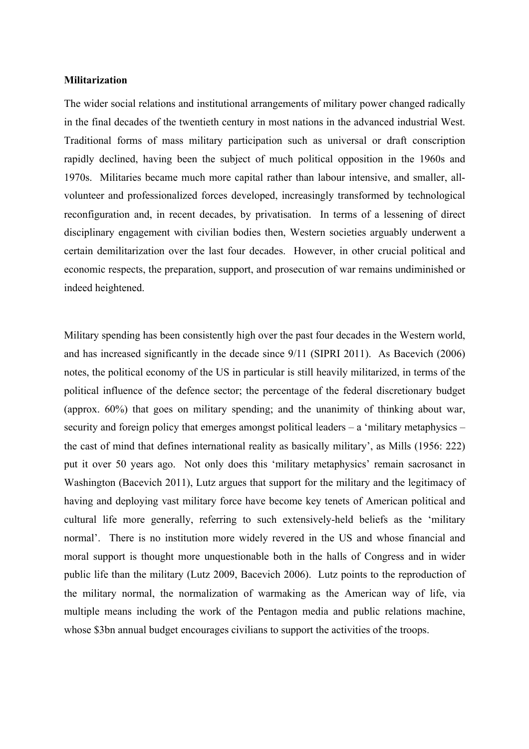**Militarization**

The wider social relations and institutional arrangements of military power changed radically in the final decades of the twentieth century in most nations in the advanced industrial West. Traditional forms of mass military participation such as universal or draft conscription rapidly declined, having been the subject of much political opposition in the 1960s and 1970s. Militaries became much more capital rather than labour intensive, and smaller, all-volunteer and professionalized forces developed, increasingly transformed by technological reconfiguration and, in recent decades, by privatisation. In terms of a lessening of direct disciplinary engagement with civilian bodies then, Western societies arguably underwent a certain demilitarization over the last four decades. However, in other crucial political and economic respects, the preparation, support, and prosecution of war remains undiminished or indeed heightened.

Military spending has been consistently high over the past four decades in the Western world, and has increased significantly in the decade since 9/11 (SIPRI 2011). As Bacevich (2006) notes, the political economy of the US in particular is still heavily militarized, in terms of the political influence of the defence sector; the percentage of the federal discretionary budget (approx. 60%) that goes on military spending; and the unanimity of thinking about war, security and foreign policy that emerges amongst political leaders – a 'military metaphysics – the cast of mind that defines international reality as basically military', as Mills (1956: 222) put it over 50 years ago. Not only does this 'military metaphysics' remain sacrosanct in Washington (Bacevich 2011), Lutz argues that support for the military and the legitimacy of having and deploying vast military force have become key tenets of American political and cultural life more generally, referring to such extensively-held beliefs as the 'military normal'. There is no institution more widely revered in the US and whose financial and moral support is thought more unquestionable both in the halls of Congress and in wider public life than the military (Lutz 2009, Bacevich 2006). Lutz points to the reproduction of the military normal, the normalization of warmaking as the American way of life, via multiple means including the work of the Pentagon media and public relations machine, whose $3bn annual budget encourages civilians to support the activities of the troops.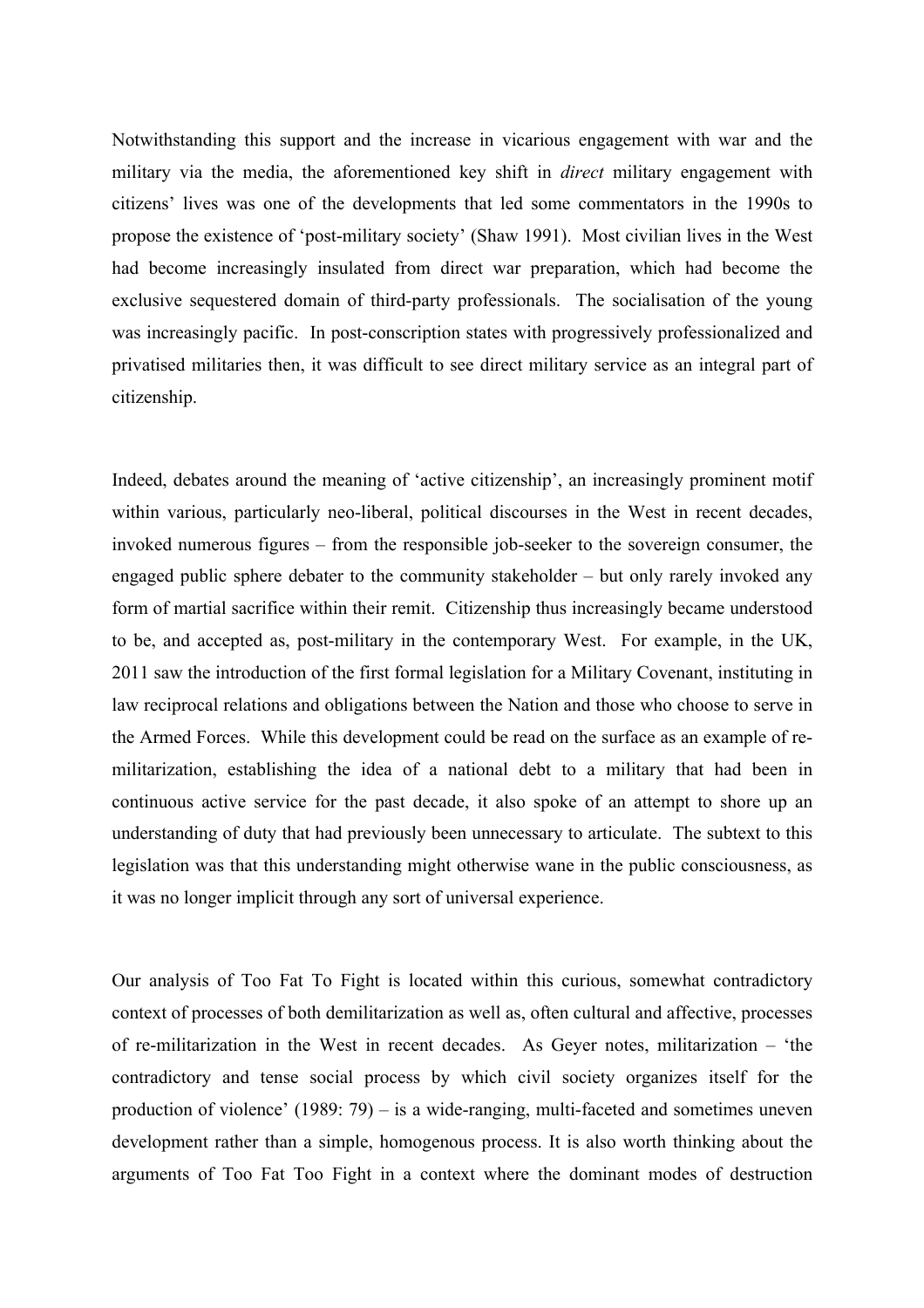Notwithstanding this support and the increase in vicarious engagement with war and the military via the media, the aforementioned key shift in *direct* military engagement with citizens' lives was one of the developments that led some commentators in the 1990s to propose the existence of 'post-military society' (Shaw 1991). Most civilian lives in the West had become increasingly insulated from direct war preparation, which had become the exclusive sequestered domain of third-party professionals. The socialisation of the young was increasingly pacific. In post-conscription states with progressively professionalized and privatised militaries then, it was difficult to see direct military service as an integral part of citizenship.

Indeed, debates around the meaning of 'active citizenship', an increasingly prominent motif within various, particularly neo-liberal, political discourses in the West in recent decades, invoked numerous figures – from the responsible job-seeker to the sovereign consumer, the engaged public sphere debater to the community stakeholder – but only rarely invoked any form of martial sacrifice within their remit. Citizenship thus increasingly became understood to be, and accepted as, post-military in the contemporary West. For example, in the UK, 2011 saw the introduction of the first formal legislation for a Military Covenant, instituting in law reciprocal relations and obligations between the Nation and those who choose to serve in the Armed Forces. While this development could be read on the surface as an example of re-militarization, establishing the idea of a national debt to a military that had been in continuous active service for the past decade, it also spoke of an attempt to shore up an understanding of duty that had previously been unnecessary to articulate. The subtext to this legislation was that this understanding might otherwise wane in the public consciousness, as it was no longer implicit through any sort of universal experience.

Our analysis of Too Fat To Fight is located within this curious, somewhat contradictory context of processes of both demilitarization as well as, often cultural and affective, processes of re-militarization in the West in recent decades. As Geyer notes, militarization – 'the contradictory and tense social process by which civil society organizes itself for the production of violence' (1989: 79) – is a wide-ranging, multi-faceted and sometimes uneven development rather than a simple, homogenous process. It is also worth thinking about the arguments of Too Fat Too Fight in a context where the dominant modes of destruction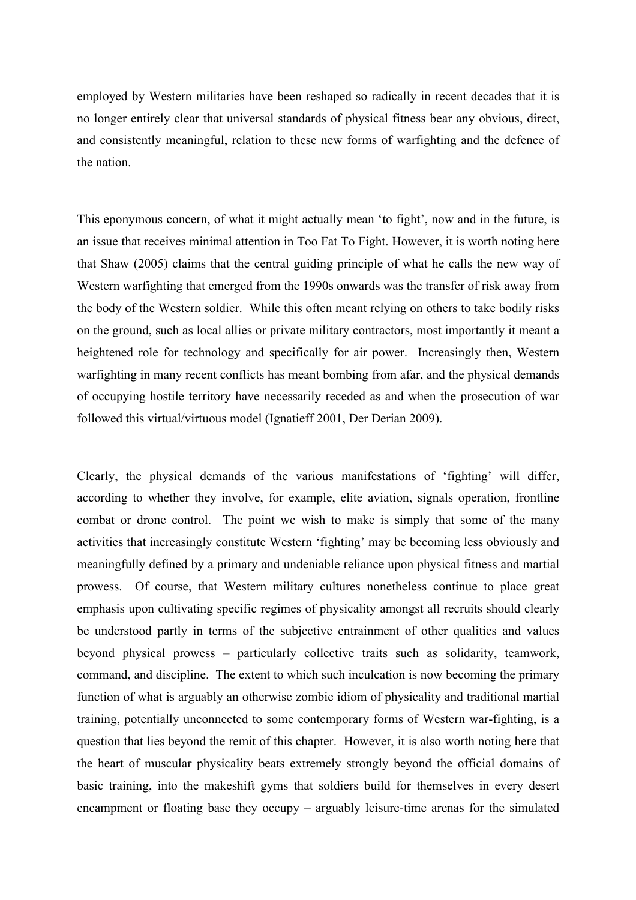employed by Western militaries have been reshaped so radically in recent decades that it is no longer entirely clear that universal standards of physical fitness bear any obvious, direct, and consistently meaningful, relation to these new forms of warfighting and the defence of the nation.

This eponymous concern, of what it might actually mean 'to fight', now and in the future, is an issue that receives minimal attention in Too Fat To Fight. However, it is worth noting here that Shaw (2005) claims that the central guiding principle of what he calls the new way of Western warfighting that emerged from the 1990s onwards was the transfer of risk away from the body of the Western soldier. While this often meant relying on others to take bodily risks on the ground, such as local allies or private military contractors, most importantly it meant a heightened role for technology and specifically for air power. Increasingly then, Western warfighting in many recent conflicts has meant bombing from afar, and the physical demands of occupying hostile territory have necessarily receded as and when the prosecution of war followed this virtual/virtuous model (Ignatieff 2001, Der Derian 2009).

Clearly, the physical demands of the various manifestations of 'fighting' will differ, according to whether they involve, for example, elite aviation, signals operation, frontline combat or drone control. The point we wish to make is simply that some of the many activities that increasingly constitute Western 'fighting' may be becoming less obviously and meaningfully defined by a primary and undeniable reliance upon physical fitness and martial prowess. Of course, that Western military cultures nonetheless continue to place great emphasis upon cultivating specific regimes of physicality amongst all recruits should clearly be understood partly in terms of the subjective entrainment of other qualities and values beyond physical prowess – particularly collective traits such as solidarity, teamwork, command, and discipline. The extent to which such inculcation is now becoming the primary function of what is arguably an otherwise zombie idiom of physicality and traditional martial training, potentially unconnected to some contemporary forms of Western war-fighting, is a question that lies beyond the remit of this chapter. However, it is also worth noting here that the heart of muscular physicality beats extremely strongly beyond the official domains of basic training, into the makeshift gyms that soldiers build for themselves in every desert encampment or floating base they occupy – arguably leisure-time arenas for the simulated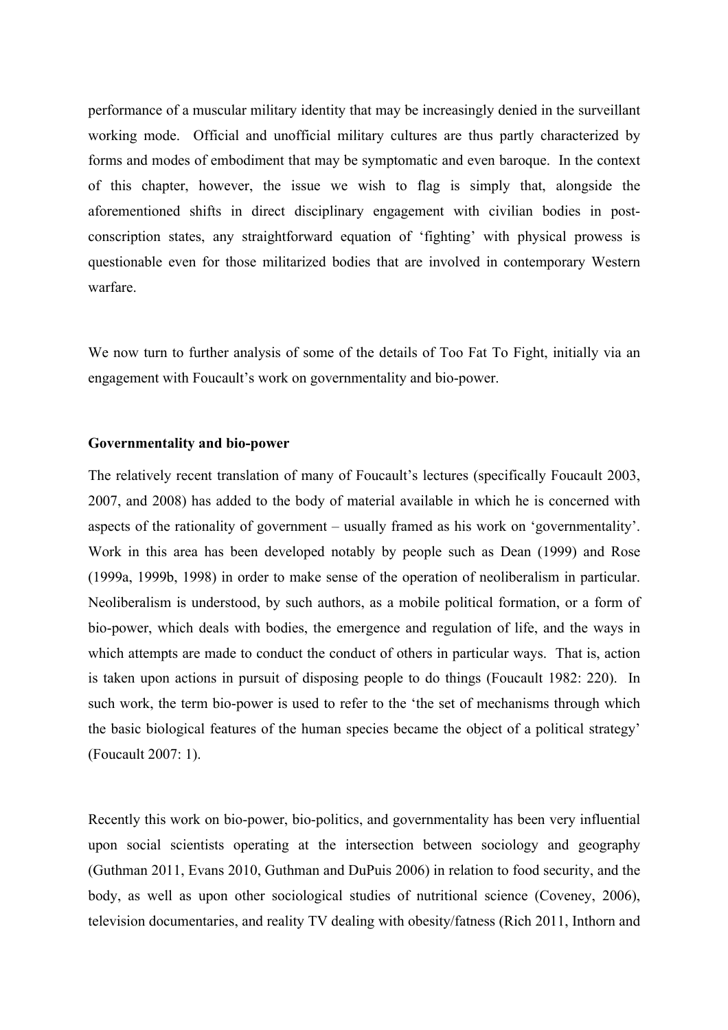performance of a muscular military identity that may be increasingly denied in the surveillant working mode. Official and unofficial military cultures are thus partly characterized by forms and modes of embodiment that may be symptomatic and even baroque. In the context of this chapter, however, the issue we wish to flag is simply that, alongside the aforementioned shifts in direct disciplinary engagement with civilian bodies in post-conscription states, any straightforward equation of 'fighting' with physical prowess is questionable even for those militarized bodies that are involved in contemporary Western warfare.

We now turn to further analysis of some of the details of Too Fat To Fight, initially via an engagement with Foucault's work on governmentality and bio-power.

**Governmentality and bio-power**

The relatively recent translation of many of Foucault's lectures (specifically Foucault 2003, 2007, and 2008) has added to the body of material available in which he is concerned with aspects of the rationality of government – usually framed as his work on 'governmentality'. Work in this area has been developed notably by people such as Dean (1999) and Rose (1999a, 1999b, 1998) in order to make sense of the operation of neoliberalism in particular. Neoliberalism is understood, by such authors, as a mobile political formation, or a form of bio-power, which deals with bodies, the emergence and regulation of life, and the ways in which attempts are made to conduct the conduct of others in particular ways. That is, action is taken upon actions in pursuit of disposing people to do things (Foucault 1982: 220). In such work, the term bio-power is used to refer to the 'the set of mechanisms through which the basic biological features of the human species became the object of a political strategy' (Foucault 2007: 1).

Recently this work on bio-power, bio-politics, and governmentality has been very influential upon social scientists operating at the intersection between sociology and geography (Guthman 2011, Evans 2010, Guthman and DuPuis 2006) in relation to food security, and the body, as well as upon other sociological studies of nutritional science (Coveney, 2006), television documentaries, and reality TV dealing with obesity/fatness (Rich 2011, Inthorn and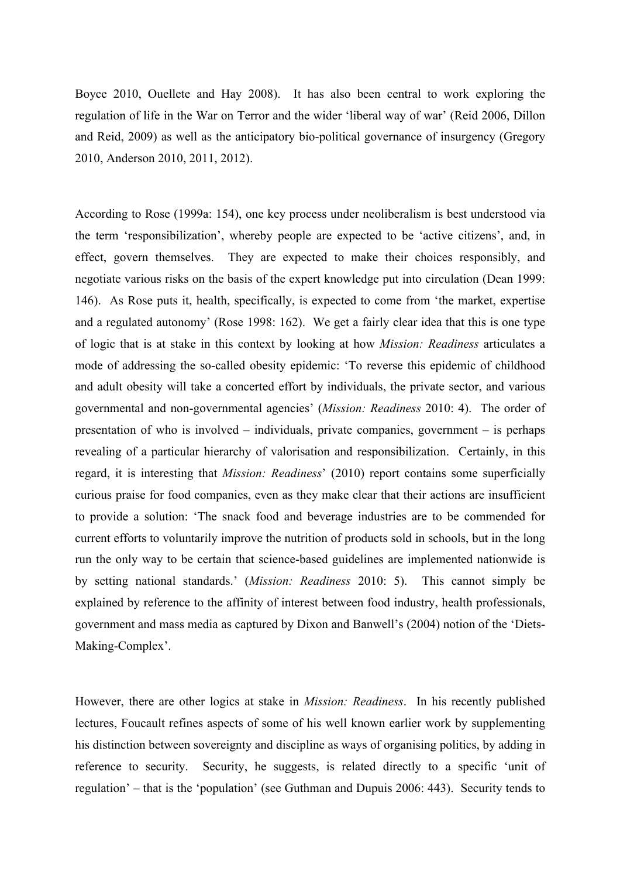Boyce 2010, Ouellete and Hay 2008). It has also been central to work exploring the regulation of life in the War on Terror and the wider 'liberal way of war' (Reid 2006, Dillon and Reid, 2009) as well as the anticipatory bio-political governance of insurgency (Gregory 2010, Anderson 2010, 2011, 2012).

According to Rose (1999a: 154), one key process under neoliberalism is best understood via the term 'responsibilization', whereby people are expected to be 'active citizens', and, in effect, govern themselves. They are expected to make their choices responsibly, and negotiate various risks on the basis of the expert knowledge put into circulation (Dean 1999: 146). As Rose puts it, health, specifically, is expected to come from 'the market, expertise and a regulated autonomy' (Rose 1998: 162). We get a fairly clear idea that this is one type of logic that is at stake in this context by looking at how *Mission: Readiness* articulates a mode of addressing the so-called obesity epidemic: 'To reverse this epidemic of childhood and adult obesity will take a concerted effort by individuals, the private sector, and various governmental and non-governmental agencies' (*Mission: Readiness* 2010: 4). The order of presentation of who is involved – individuals, private companies, government – is perhaps revealing of a particular hierarchy of valorisation and responsibilization. Certainly, in this regard, it is interesting that *Mission: Readiness*' (2010) report contains some superficially curious praise for food companies, even as they make clear that their actions are insufficient to provide a solution: 'The snack food and beverage industries are to be commended for current efforts to voluntarily improve the nutrition of products sold in schools, but in the long run the only way to be certain that science-based guidelines are implemented nationwide is by setting national standards.' (*Mission: Readiness* 2010: 5). This cannot simply be explained by reference to the affinity of interest between food industry, health professionals, government and mass media as captured by Dixon and Banwell's (2004) notion of the 'Diets-Making-Complex'.

However, there are other logics at stake in *Mission: Readiness*. In his recently published lectures, Foucault refines aspects of some of his well known earlier work by supplementing his distinction between sovereignty and discipline as ways of organising politics, by adding in reference to security. Security, he suggests, is related directly to a specific 'unit of regulation' – that is the 'population' (see Guthman and Dupuis 2006: 443). Security tends to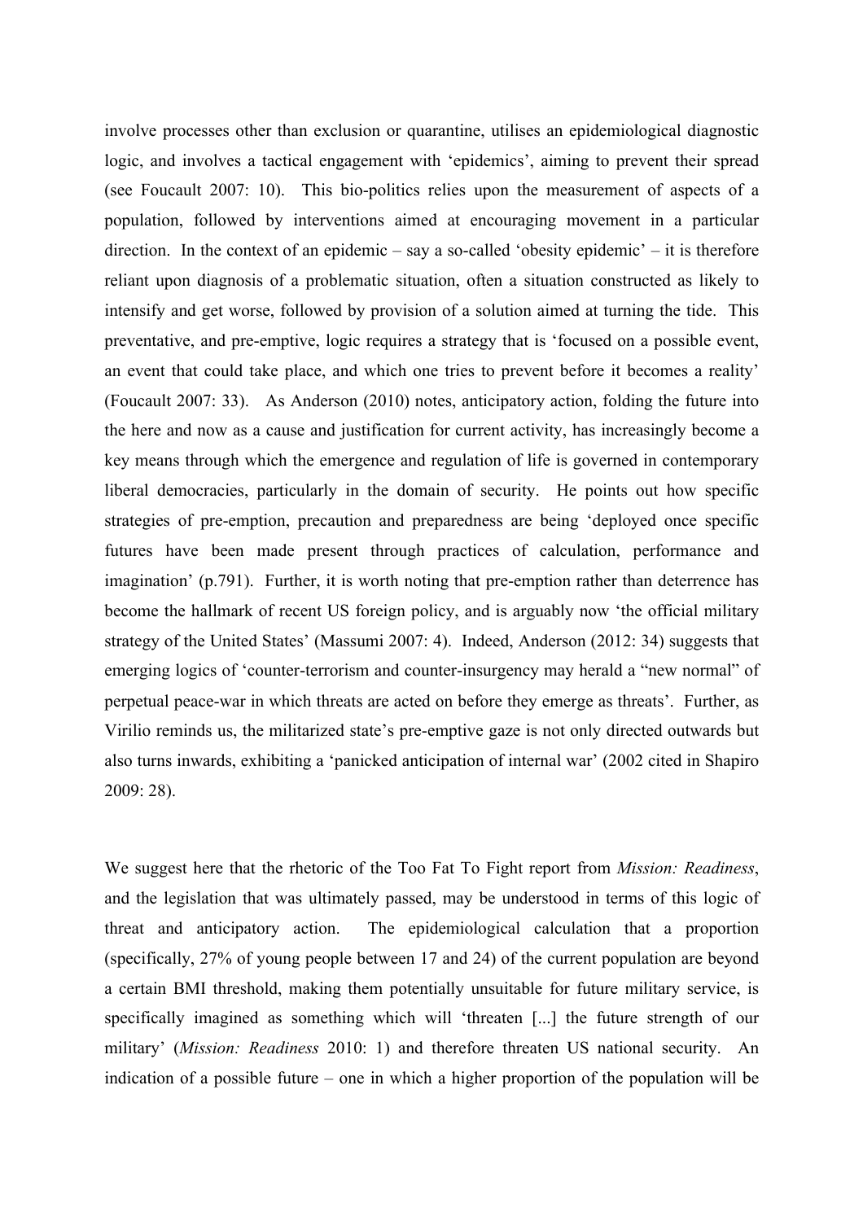involve processes other than exclusion or quarantine, utilises an epidemiological diagnostic logic, and involves a tactical engagement with 'epidemics', aiming to prevent their spread (see Foucault 2007: 10). This bio-politics relies upon the measurement of aspects of a population, followed by interventions aimed at encouraging movement in a particular direction. In the context of an epidemic – say a so-called 'obesity epidemic' – it is therefore reliant upon diagnosis of a problematic situation, often a situation constructed as likely to intensify and get worse, followed by provision of a solution aimed at turning the tide. This preventative, and pre-emptive, logic requires a strategy that is 'focused on a possible event, an event that could take place, and which one tries to prevent before it becomes a reality' (Foucault 2007: 33). As Anderson (2010) notes, anticipatory action, folding the future into the here and now as a cause and justification for current activity, has increasingly become a key means through which the emergence and regulation of life is governed in contemporary liberal democracies, particularly in the domain of security. He points out how specific strategies of pre-emption, precaution and preparedness are being 'deployed once specific futures have been made present through practices of calculation, performance and imagination' (p.791). Further, it is worth noting that pre-emption rather than deterrence has become the hallmark of recent US foreign policy, and is arguably now 'the official military strategy of the United States' (Massumi 2007: 4). Indeed, Anderson (2012: 34) suggests that emerging logics of 'counter-terrorism and counter-insurgency may herald a "new normal" of perpetual peace-war in which threats are acted on before they emerge as threats'. Further, as Virilio reminds us, the militarized state's pre-emptive gaze is not only directed outwards but also turns inwards, exhibiting a 'panicked anticipation of internal war' (2002 cited in Shapiro 2009: 28).

We suggest here that the rhetoric of the Too Fat To Fight report from *Mission: Readiness*, and the legislation that was ultimately passed, may be understood in terms of this logic of threat and anticipatory action. The epidemiological calculation that a proportion (specifically, 27% of young people between 17 and 24) of the current population are beyond a certain BMI threshold, making them potentially unsuitable for future military service, is specifically imagined as something which will 'threaten [...] the future strength of our military' (*Mission: Readiness* 2010: 1) and therefore threaten US national security. An indication of a possible future – one in which a higher proportion of the population will be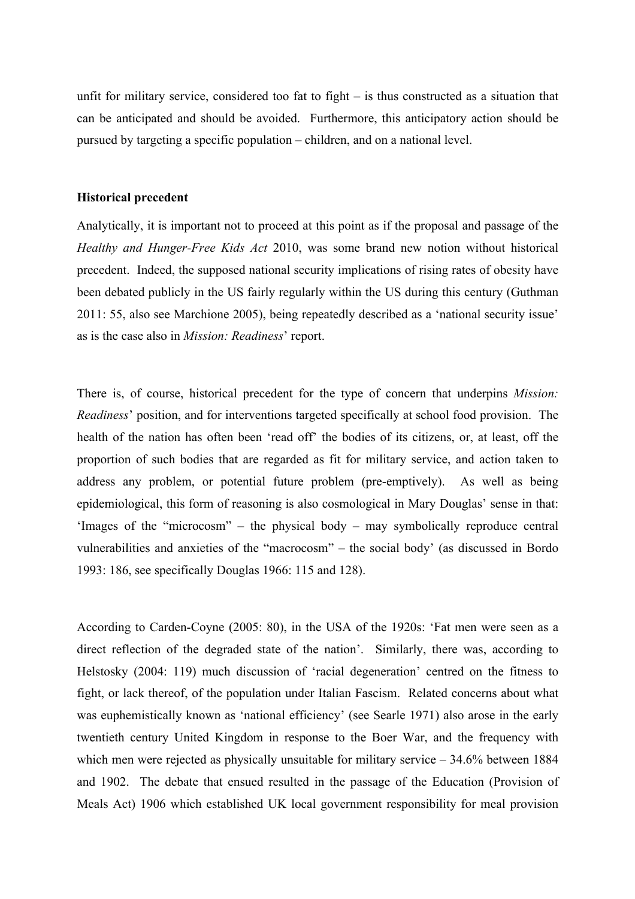unfit for military service, considered too fat to fight – is thus constructed as a situation that can be anticipated and should be avoided. Furthermore, this anticipatory action should be pursued by targeting a specific population – children, and on a national level.

**Historical precedent**

Analytically, it is important not to proceed at this point as if the proposal and passage of the *Healthy and Hunger-Free Kids Act* 2010, was some brand new notion without historical precedent. Indeed, the supposed national security implications of rising rates of obesity have been debated publicly in the US fairly regularly within the US during this century (Guthman 2011: 55, also see Marchione 2005), being repeatedly described as a 'national security issue' as is the case also in *Mission: Readiness*' report.

There is, of course, historical precedent for the type of concern that underpins *Mission: Readiness*' position, and for interventions targeted specifically at school food provision. The health of the nation has often been 'read off' the bodies of its citizens, or, at least, off the proportion of such bodies that are regarded as fit for military service, and action taken to address any problem, or potential future problem (pre-emptively). As well as being epidemiological, this form of reasoning is also cosmological in Mary Douglas' sense in that: 'Images of the "microcosm" – the physical body – may symbolically reproduce central vulnerabilities and anxieties of the "macrocosm" – the social body' (as discussed in Bordo 1993: 186, see specifically Douglas 1966: 115 and 128).

According to Carden-Coyne (2005: 80), in the USA of the 1920s: 'Fat men were seen as a direct reflection of the degraded state of the nation'. Similarly, there was, according to Helstosky (2004: 119) much discussion of 'racial degeneration' centred on the fitness to fight, or lack thereof, of the population under Italian Fascism. Related concerns about what was euphemistically known as 'national efficiency' (see Searle 1971) also arose in the early twentieth century United Kingdom in response to the Boer War, and the frequency with which men were rejected as physically unsuitable for military service – 34.6% between 1884 and 1902. The debate that ensued resulted in the passage of the Education (Provision of Meals Act) 1906 which established UK local government responsibility for meal provision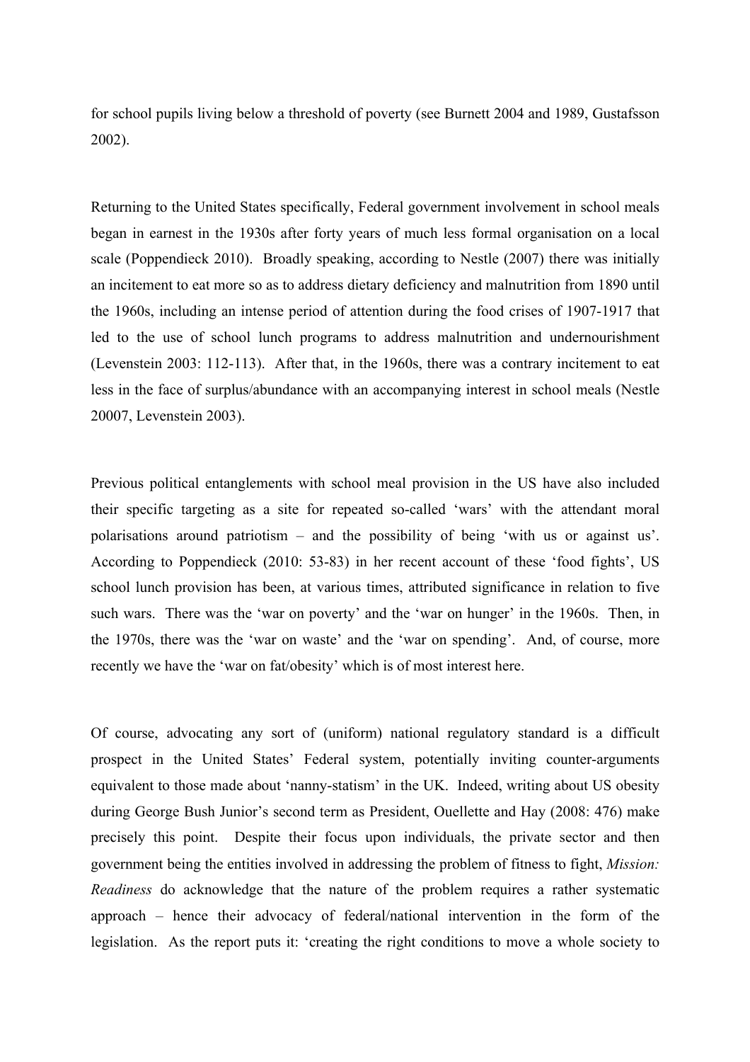for school pupils living below a threshold of poverty (see Burnett 2004 and 1989, Gustafsson 2002).

Returning to the United States specifically, Federal government involvement in school meals began in earnest in the 1930s after forty years of much less formal organisation on a local scale (Poppendieck 2010). Broadly speaking, according to Nestle (2007) there was initially an incitement to eat more so as to address dietary deficiency and malnutrition from 1890 until the 1960s, including an intense period of attention during the food crises of 1907-1917 that led to the use of school lunch programs to address malnutrition and undernourishment (Levenstein 2003: 112-113). After that, in the 1960s, there was a contrary incitement to eat less in the face of surplus/abundance with an accompanying interest in school meals (Nestle 20007, Levenstein 2003).

Previous political entanglements with school meal provision in the US have also included their specific targeting as a site for repeated so-called 'wars' with the attendant moral polarisations around patriotism – and the possibility of being 'with us or against us'. According to Poppendieck (2010: 53-83) in her recent account of these 'food fights', US school lunch provision has been, at various times, attributed significance in relation to five such wars. There was the 'war on poverty' and the 'war on hunger' in the 1960s. Then, in the 1970s, there was the 'war on waste' and the 'war on spending'. And, of course, more recently we have the 'war on fat/obesity' which is of most interest here.

Of course, advocating any sort of (uniform) national regulatory standard is a difficult prospect in the United States' Federal system, potentially inviting counter-arguments equivalent to those made about 'nanny-statism' in the UK. Indeed, writing about US obesity during George Bush Junior's second term as President, Ouellette and Hay (2008: 476) make precisely this point. Despite their focus upon individuals, the private sector and then government being the entities involved in addressing the problem of fitness to fight, *Mission: Readiness* do acknowledge that the nature of the problem requires a rather systematic approach – hence their advocacy of federal/national intervention in the form of the legislation. As the report puts it: 'creating the right conditions to move a whole society to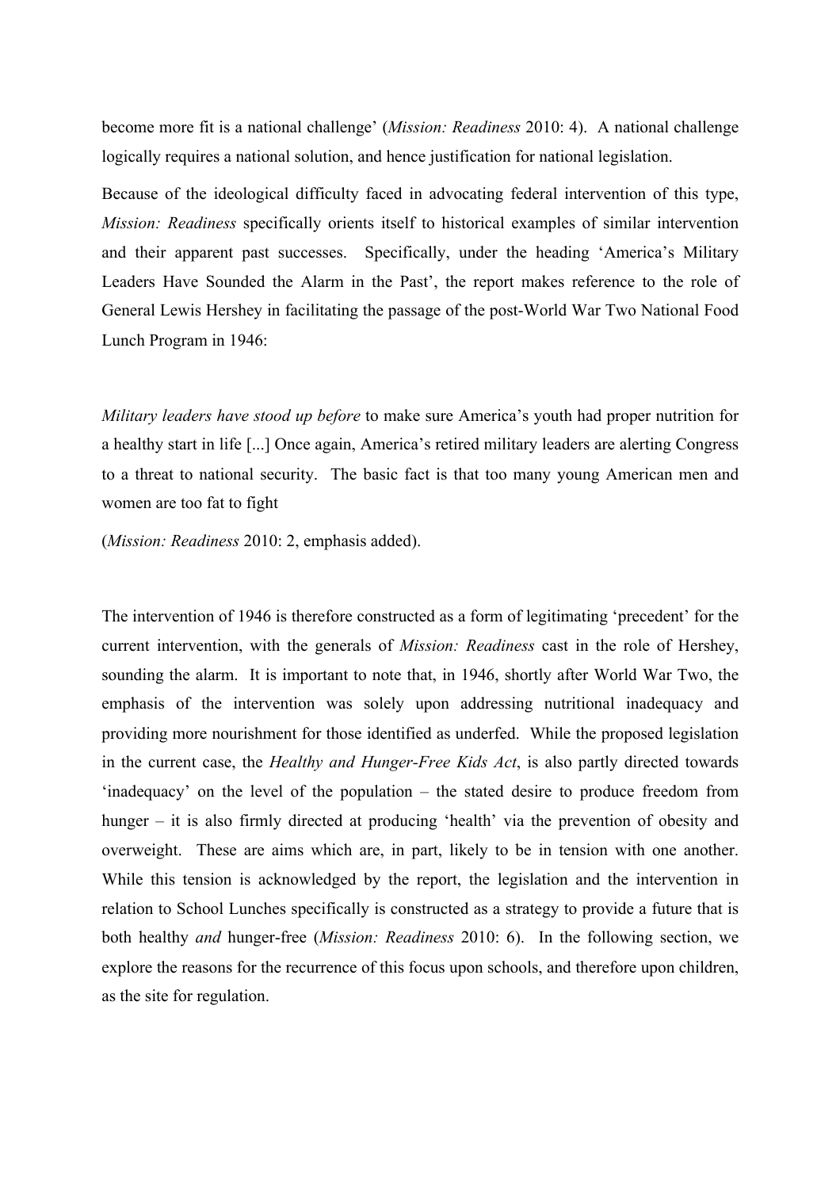become more fit is a national challenge' (*Mission: Readiness* 2010: 4). A national challenge logically requires a national solution, and hence justification for national legislation.

Because of the ideological difficulty faced in advocating federal intervention of this type, *Mission: Readiness* specifically orients itself to historical examples of similar intervention and their apparent past successes. Specifically, under the heading 'America's Military Leaders Have Sounded the Alarm in the Past', the report makes reference to the role of General Lewis Hershey in facilitating the passage of the post-World War Two National Food Lunch Program in 1946:

> *Military leaders have stood up before* to make sure America's youth had proper nutrition for a healthy start in life [...] Once again, America's retired military leaders are alerting Congress to a threat to national security. The basic fact is that too many young American men and women are too fat to fight
>
> (*Mission: Readiness* 2010: 2, emphasis added).

The intervention of 1946 is therefore constructed as a form of legitimating 'precedent' for the current intervention, with the generals of *Mission: Readiness* cast in the role of Hershey, sounding the alarm. It is important to note that, in 1946, shortly after World War Two, the emphasis of the intervention was solely upon addressing nutritional inadequacy and providing more nourishment for those identified as underfed. While the proposed legislation in the current case, the *Healthy and Hunger-Free Kids Act*, is also partly directed towards 'inadequacy' on the level of the population – the stated desire to produce freedom from hunger – it is also firmly directed at producing 'health' via the prevention of obesity and overweight. These are aims which are, in part, likely to be in tension with one another. While this tension is acknowledged by the report, the legislation and the intervention in relation to School Lunches specifically is constructed as a strategy to provide a future that is both healthy *and* hunger-free (*Mission: Readiness* 2010: 6). In the following section, we explore the reasons for the recurrence of this focus upon schools, and therefore upon children, as the site for regulation.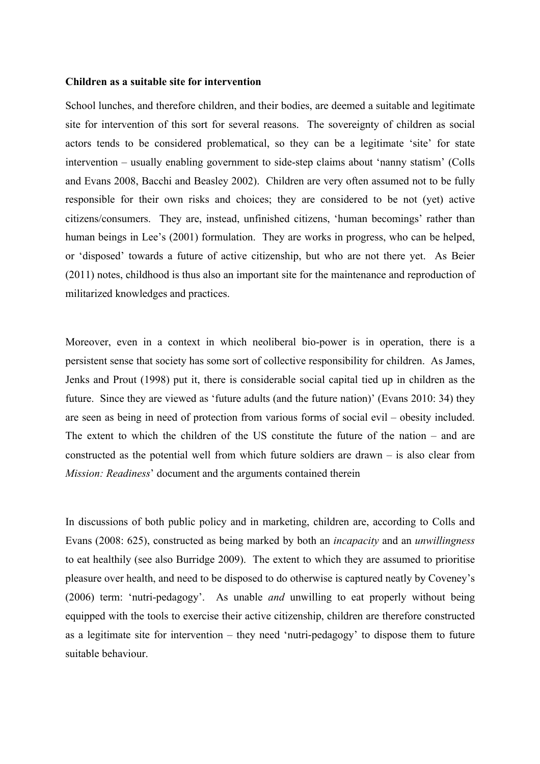**Children as a suitable site for intervention**

School lunches, and therefore children, and their bodies, are deemed a suitable and legitimate site for intervention of this sort for several reasons. The sovereignty of children as social actors tends to be considered problematical, so they can be a legitimate 'site' for state intervention – usually enabling government to side-step claims about 'nanny statism' (Colls and Evans 2008, Bacchi and Beasley 2002). Children are very often assumed not to be fully responsible for their own risks and choices; they are considered to be not (yet) active citizens/consumers. They are, instead, unfinished citizens, 'human becomings' rather than human beings in Lee's (2001) formulation. They are works in progress, who can be helped, or 'disposed' towards a future of active citizenship, but who are not there yet. As Beier (2011) notes, childhood is thus also an important site for the maintenance and reproduction of militarized knowledges and practices.

Moreover, even in a context in which neoliberal bio-power is in operation, there is a persistent sense that society has some sort of collective responsibility for children. As James, Jenks and Prout (1998) put it, there is considerable social capital tied up in children as the future. Since they are viewed as 'future adults (and the future nation)' (Evans 2010: 34) they are seen as being in need of protection from various forms of social evil – obesity included. The extent to which the children of the US constitute the future of the nation – and are constructed as the potential well from which future soldiers are drawn – is also clear from *Mission: Readiness*' document and the arguments contained therein

In discussions of both public policy and in marketing, children are, according to Colls and Evans (2008: 625), constructed as being marked by both an *incapacity* and an *unwillingness* to eat healthily (see also Burridge 2009). The extent to which they are assumed to prioritise pleasure over health, and need to be disposed to do otherwise is captured neatly by Coveney's (2006) term: 'nutri-pedagogy'. As unable *and* unwilling to eat properly without being equipped with the tools to exercise their active citizenship, children are therefore constructed as a legitimate site for intervention – they need 'nutri-pedagogy' to dispose them to future suitable behaviour.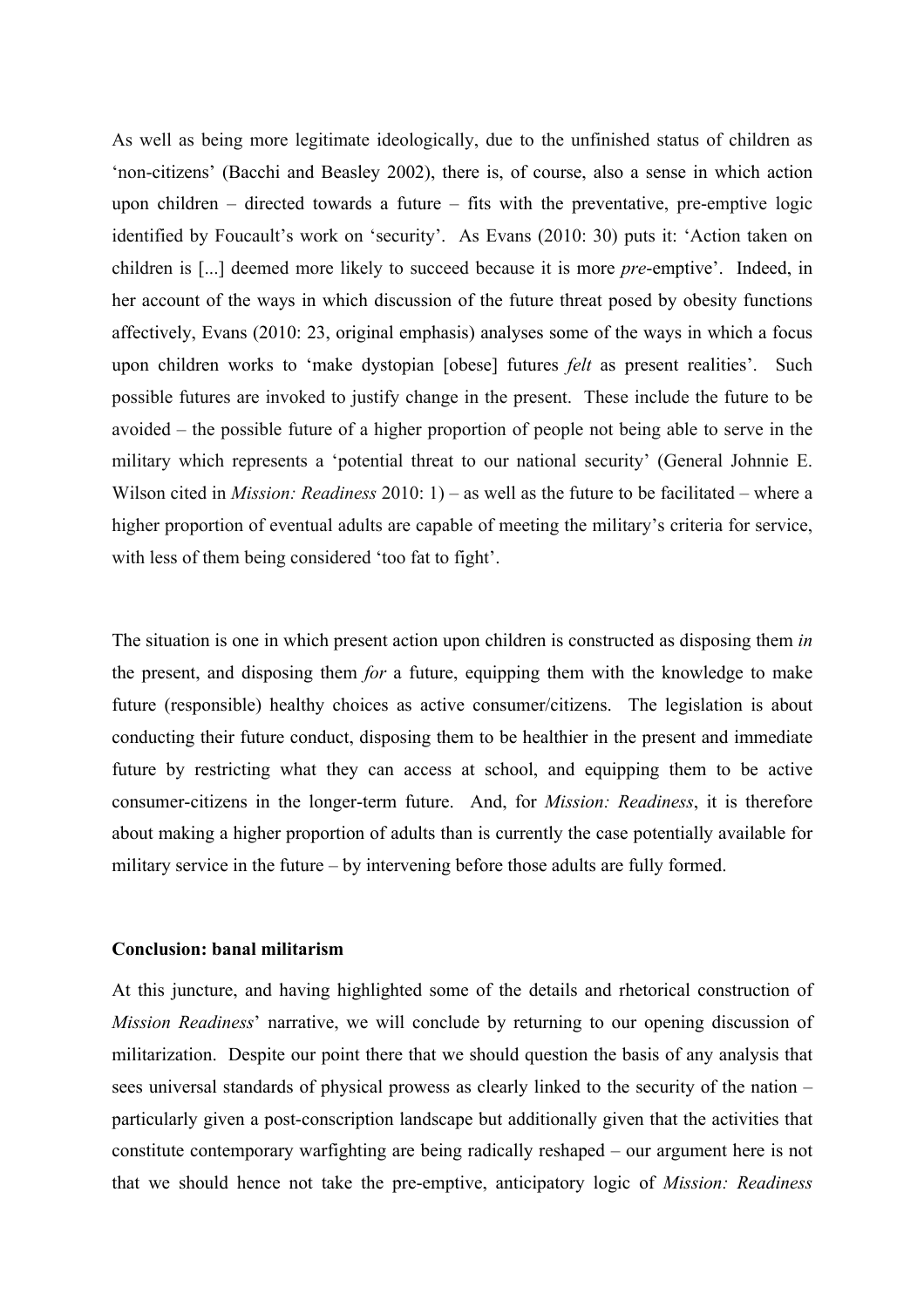As well as being more legitimate ideologically, due to the unfinished status of children as 'non-citizens' (Bacchi and Beasley 2002), there is, of course, also a sense in which action upon children – directed towards a future – fits with the preventative, pre-emptive logic identified by Foucault's work on 'security'. As Evans (2010: 30) puts it: 'Action taken on children is [...] deemed more likely to succeed because it is more *pre*-emptive'. Indeed, in her account of the ways in which discussion of the future threat posed by obesity functions affectively, Evans (2010: 23, original emphasis) analyses some of the ways in which a focus upon children works to 'make dystopian [obese] futures *felt* as present realities'. Such possible futures are invoked to justify change in the present. These include the future to be avoided – the possible future of a higher proportion of people not being able to serve in the military which represents a 'potential threat to our national security' (General Johnnie E. Wilson cited in *Mission: Readiness* 2010: 1) – as well as the future to be facilitated – where a higher proportion of eventual adults are capable of meeting the military's criteria for service, with less of them being considered 'too fat to fight'.

The situation is one in which present action upon children is constructed as disposing them *in* the present, and disposing them *for* a future, equipping them with the knowledge to make future (responsible) healthy choices as active consumer/citizens. The legislation is about conducting their future conduct, disposing them to be healthier in the present and immediate future by restricting what they can access at school, and equipping them to be active consumer-citizens in the longer-term future. And, for *Mission: Readiness*, it is therefore about making a higher proportion of adults than is currently the case potentially available for military service in the future – by intervening before those adults are fully formed.

## Conclusion: banal militarism

At this juncture, and having highlighted some of the details and rhetorical construction of *Mission Readiness*' narrative, we will conclude by returning to our opening discussion of militarization. Despite our point there that we should question the basis of any analysis that sees universal standards of physical prowess as clearly linked to the security of the nation – particularly given a post-conscription landscape but additionally given that the activities that constitute contemporary warfighting are being radically reshaped – our argument here is not that we should hence not take the pre-emptive, anticipatory logic of *Mission: Readiness*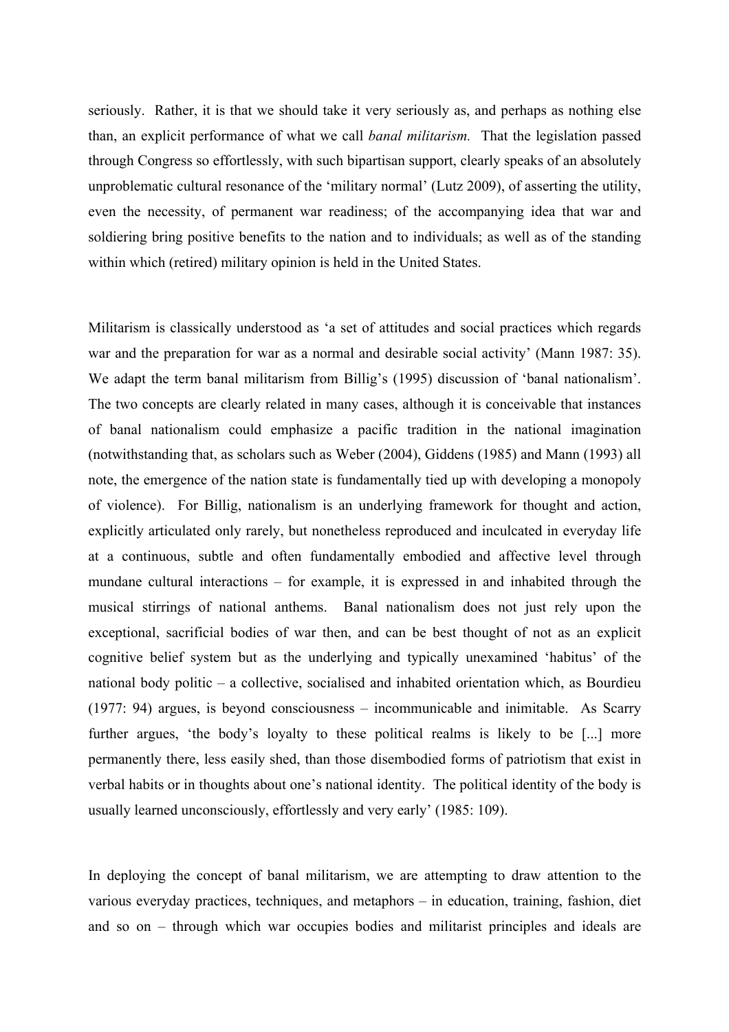seriously. Rather, it is that we should take it very seriously as, and perhaps as nothing else than, an explicit performance of what we call *banal militarism.* That the legislation passed through Congress so effortlessly, with such bipartisan support, clearly speaks of an absolutely unproblematic cultural resonance of the 'military normal' (Lutz 2009), of asserting the utility, even the necessity, of permanent war readiness; of the accompanying idea that war and soldiering bring positive benefits to the nation and to individuals; as well as of the standing within which (retired) military opinion is held in the United States.

Militarism is classically understood as 'a set of attitudes and social practices which regards war and the preparation for war as a normal and desirable social activity' (Mann 1987: 35). We adapt the term banal militarism from Billig's (1995) discussion of 'banal nationalism'. The two concepts are clearly related in many cases, although it is conceivable that instances of banal nationalism could emphasize a pacific tradition in the national imagination (notwithstanding that, as scholars such as Weber (2004), Giddens (1985) and Mann (1993) all note, the emergence of the nation state is fundamentally tied up with developing a monopoly of violence). For Billig, nationalism is an underlying framework for thought and action, explicitly articulated only rarely, but nonetheless reproduced and inculcated in everyday life at a continuous, subtle and often fundamentally embodied and affective level through mundane cultural interactions – for example, it is expressed in and inhabited through the musical stirrings of national anthems. Banal nationalism does not just rely upon the exceptional, sacrificial bodies of war then, and can be best thought of not as an explicit cognitive belief system but as the underlying and typically unexamined 'habitus' of the national body politic – a collective, socialised and inhabited orientation which, as Bourdieu (1977: 94) argues, is beyond consciousness – incommunicable and inimitable. As Scarry further argues, 'the body's loyalty to these political realms is likely to be [...] more permanently there, less easily shed, than those disembodied forms of patriotism that exist in verbal habits or in thoughts about one's national identity. The political identity of the body is usually learned unconsciously, effortlessly and very early' (1985: 109).

In deploying the concept of banal militarism, we are attempting to draw attention to the various everyday practices, techniques, and metaphors – in education, training, fashion, diet and so on – through which war occupies bodies and militarist principles and ideals are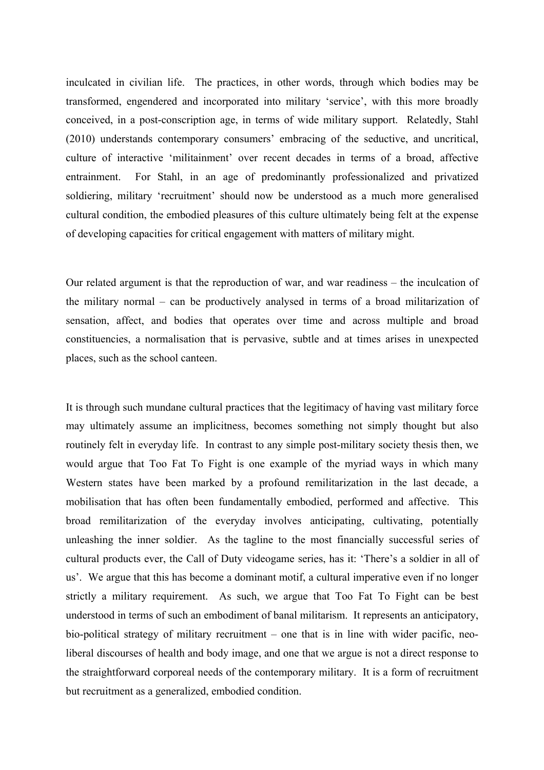inculcated in civilian life. The practices, in other words, through which bodies may be transformed, engendered and incorporated into military 'service', with this more broadly conceived, in a post-conscription age, in terms of wide military support. Relatedly, Stahl (2010) understands contemporary consumers' embracing of the seductive, and uncritical, culture of interactive 'militainment' over recent decades in terms of a broad, affective entrainment. For Stahl, in an age of predominantly professionalized and privatized soldiering, military 'recruitment' should now be understood as a much more generalised cultural condition, the embodied pleasures of this culture ultimately being felt at the expense of developing capacities for critical engagement with matters of military might.

Our related argument is that the reproduction of war, and war readiness – the inculcation of the military normal – can be productively analysed in terms of a broad militarization of sensation, affect, and bodies that operates over time and across multiple and broad constituencies, a normalisation that is pervasive, subtle and at times arises in unexpected places, such as the school canteen.

It is through such mundane cultural practices that the legitimacy of having vast military force may ultimately assume an implicitness, becomes something not simply thought but also routinely felt in everyday life. In contrast to any simple post-military society thesis then, we would argue that Too Fat To Fight is one example of the myriad ways in which many Western states have been marked by a profound remilitarization in the last decade, a mobilisation that has often been fundamentally embodied, performed and affective. This broad remilitarization of the everyday involves anticipating, cultivating, potentially unleashing the inner soldier. As the tagline to the most financially successful series of cultural products ever, the Call of Duty videogame series, has it: 'There's a soldier in all of us'. We argue that this has become a dominant motif, a cultural imperative even if no longer strictly a military requirement. As such, we argue that Too Fat To Fight can be best understood in terms of such an embodiment of banal militarism. It represents an anticipatory, bio-political strategy of military recruitment – one that is in line with wider pacific, neo-liberal discourses of health and body image, and one that we argue is not a direct response to the straightforward corporeal needs of the contemporary military. It is a form of recruitment but recruitment as a generalized, embodied condition.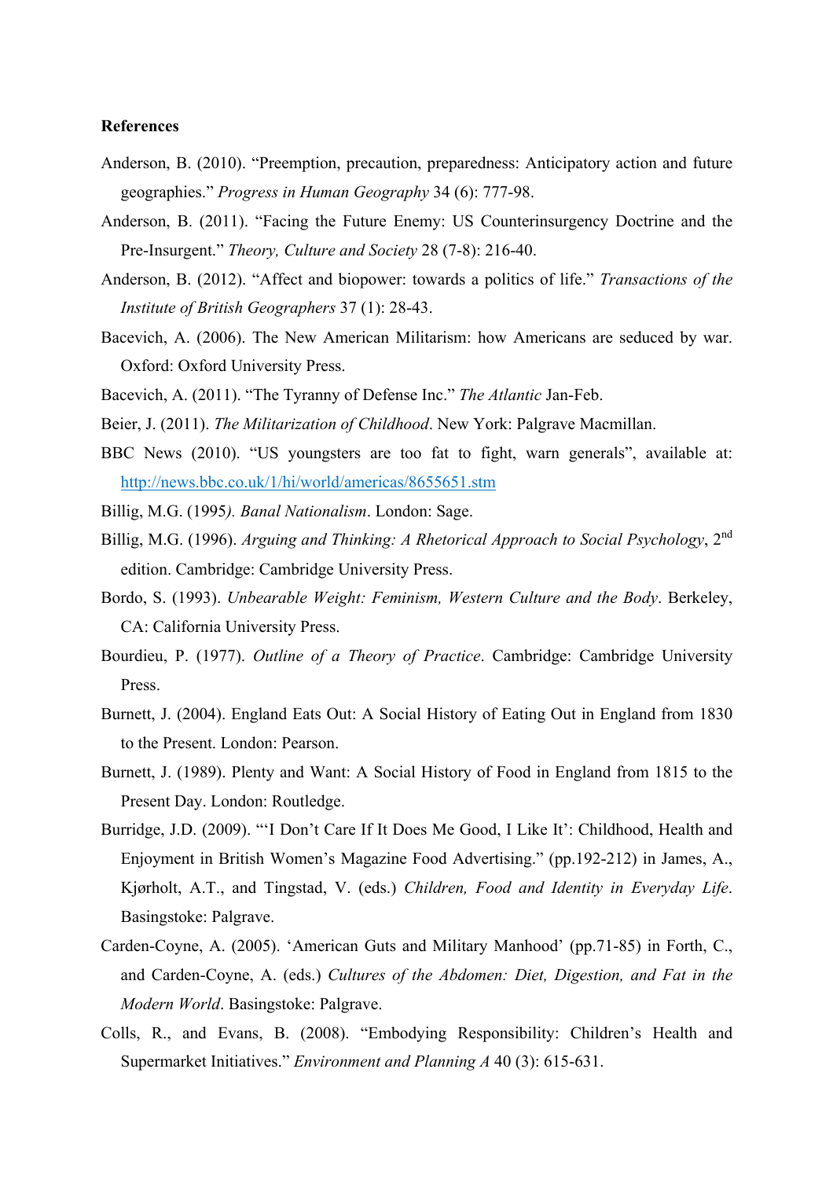**References**

Anderson, B. (2010). "Preemption, precaution, preparedness: Anticipatory action and future geographies." *Progress in Human Geography* 34 (6): 777-98.

Anderson, B. (2011). "Facing the Future Enemy: US Counterinsurgency Doctrine and the Pre-Insurgent." *Theory, Culture and Society* 28 (7-8): 216-40.

Anderson, B. (2012). "Affect and biopower: towards a politics of life." *Transactions of the Institute of British Geographers* 37 (1): 28-43.

Bacevich, A. (2006). The New American Militarism: how Americans are seduced by war. Oxford: Oxford University Press.

Bacevich, A. (2011). "The Tyranny of Defense Inc." *The Atlantic* Jan-Feb.

Beier, J. (2011). *The Militarization of Childhood*. New York: Palgrave Macmillan.

BBC News (2010). "US youngsters are too fat to fight, warn generals", available at: http://news.bbc.co.uk/1/hi/world/americas/8655651.stm

Billig, M.G. (1995*). Banal Nationalism*. London: Sage.

Billig, M.G. (1996). *Arguing and Thinking: A Rhetorical Approach to Social Psychology*, 2nd edition. Cambridge: Cambridge University Press.

Bordo, S. (1993). *Unbearable Weight: Feminism, Western Culture and the Body*. Berkeley, CA: California University Press.

Bourdieu, P. (1977). *Outline of a Theory of Practice*. Cambridge: Cambridge University Press.

Burnett, J. (2004). England Eats Out: A Social History of Eating Out in England from 1830 to the Present. London: Pearson.

Burnett, J. (1989). Plenty and Want: A Social History of Food in England from 1815 to the Present Day. London: Routledge.

Burridge, J.D. (2009). "'I Don't Care If It Does Me Good, I Like It': Childhood, Health and Enjoyment in British Women's Magazine Food Advertising." (pp.192-212) in James, A., Kjørholt, A.T., and Tingstad, V. (eds.) *Children, Food and Identity in Everyday Life*. Basingstoke: Palgrave.

Carden-Coyne, A. (2005). 'American Guts and Military Manhood' (pp.71-85) in Forth, C., and Carden-Coyne, A. (eds.) *Cultures of the Abdomen: Diet, Digestion, and Fat in the Modern World*. Basingstoke: Palgrave.

Colls, R., and Evans, B. (2008). "Embodying Responsibility: Children's Health and Supermarket Initiatives." *Environment and Planning A* 40 (3): 615-631.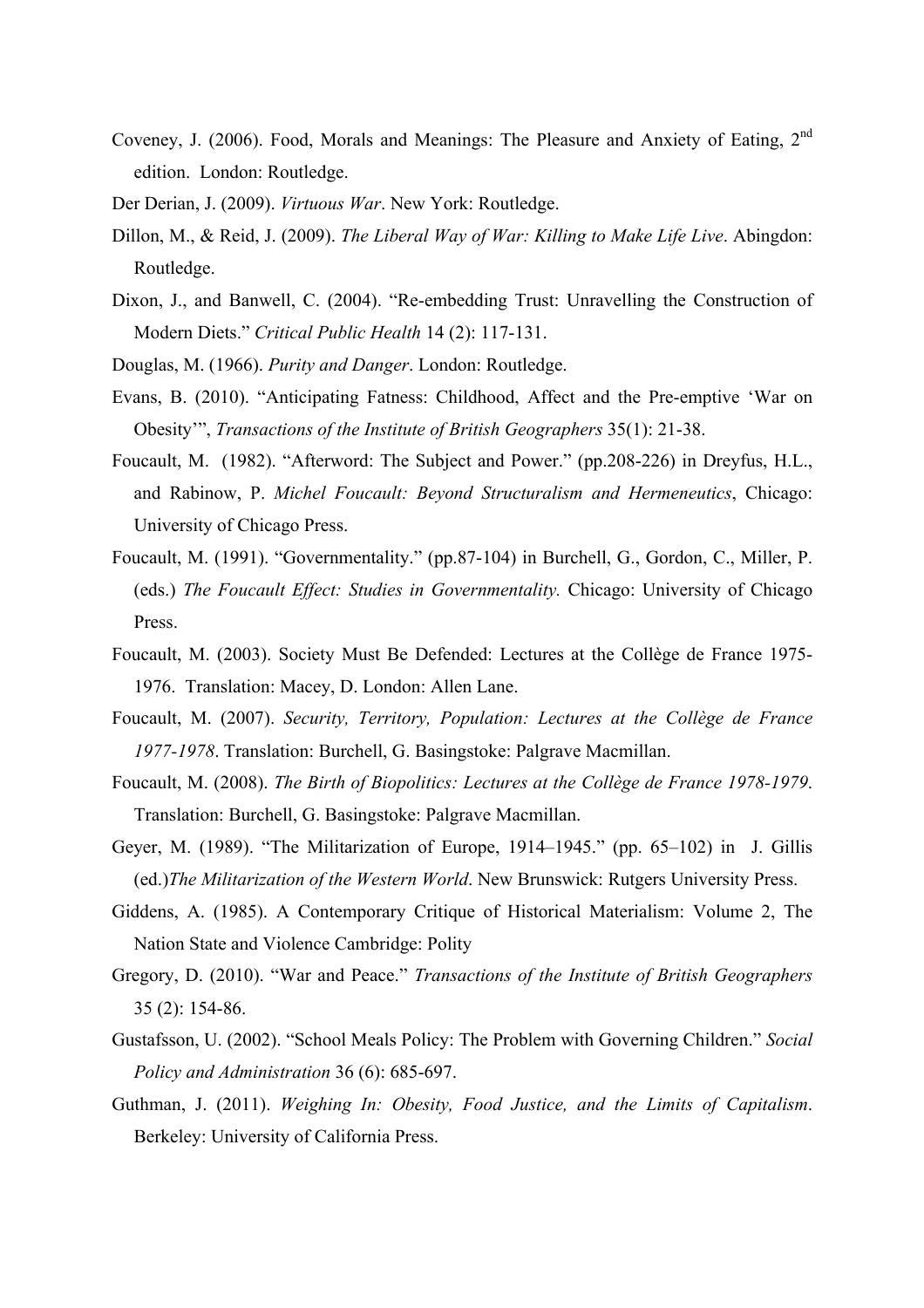Coveney, J. (2006). Food, Morals and Meanings: The Pleasure and Anxiety of Eating, 2nd edition. London: Routledge.

Der Derian, J. (2009). *Virtuous War*. New York: Routledge.

Dillon, M., & Reid, J. (2009). *The Liberal Way of War: Killing to Make Life Live*. Abingdon: Routledge.

Dixon, J., and Banwell, C. (2004). "Re-embedding Trust: Unravelling the Construction of Modern Diets." *Critical Public Health* 14 (2): 117-131.

Douglas, M. (1966). *Purity and Danger*. London: Routledge.

Evans, B. (2010). "Anticipating Fatness: Childhood, Affect and the Pre-emptive 'War on Obesity'", *Transactions of the Institute of British Geographers* 35(1): 21-38.

Foucault, M. (1982). "Afterword: The Subject and Power." (pp.208-226) in Dreyfus, H.L., and Rabinow, P. *Michel Foucault: Beyond Structuralism and Hermeneutics*, Chicago: University of Chicago Press.

Foucault, M. (1991). "Governmentality." (pp.87-104) in Burchell, G., Gordon, C., Miller, P. (eds.) *The Foucault Effect: Studies in Governmentality.* Chicago: University of Chicago Press.

Foucault, M. (2003). Society Must Be Defended: Lectures at the Collège de France 1975-1976. Translation: Macey, D. London: Allen Lane.

Foucault, M. (2007). *Security, Territory, Population: Lectures at the Collège de France 1977-1978*. Translation: Burchell, G. Basingstoke: Palgrave Macmillan.

Foucault, M. (2008). *The Birth of Biopolitics: Lectures at the Collège de France 1978-1979*. Translation: Burchell, G. Basingstoke: Palgrave Macmillan.

Geyer, M. (1989). "The Militarization of Europe, 1914–1945." (pp. 65–102) in J. Gillis (ed.)*The Militarization of the Western World*. New Brunswick: Rutgers University Press.

Giddens, A. (1985). A Contemporary Critique of Historical Materialism: Volume 2, The Nation State and Violence Cambridge: Polity

Gregory, D. (2010). "War and Peace." *Transactions of the Institute of British Geographers* 35 (2): 154-86.

Gustafsson, U. (2002). "School Meals Policy: The Problem with Governing Children." *Social Policy and Administration* 36 (6): 685-697.

Guthman, J. (2011). *Weighing In: Obesity, Food Justice, and the Limits of Capitalism*. Berkeley: University of California Press.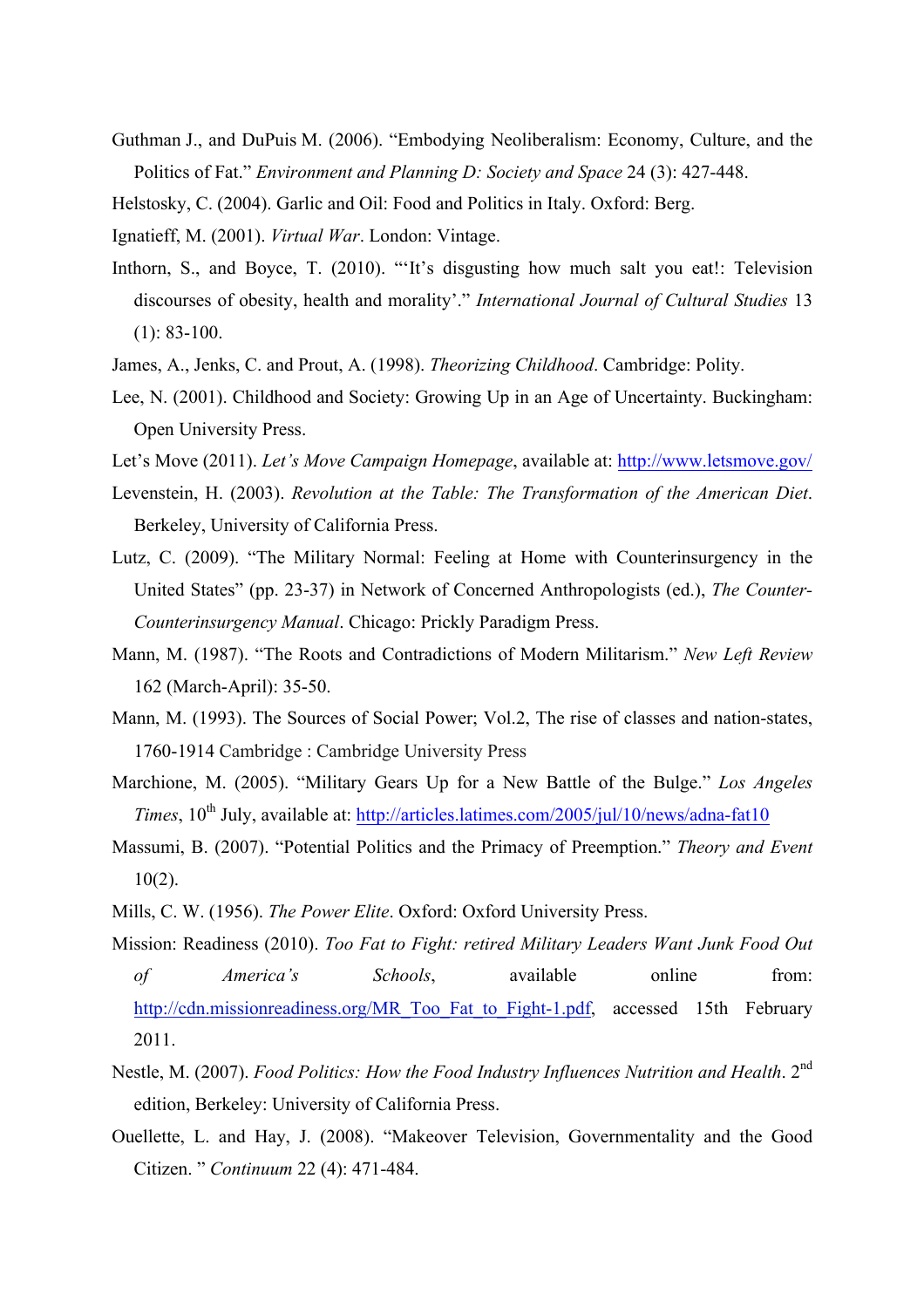Guthman J., and DuPuis M. (2006). "Embodying Neoliberalism: Economy, Culture, and the Politics of Fat." *Environment and Planning D: Society and Space* 24 (3): 427-448.

Helstosky, C. (2004). Garlic and Oil: Food and Politics in Italy. Oxford: Berg.

Ignatieff, M. (2001). *Virtual War*. London: Vintage.

Inthorn, S., and Boyce, T. (2010). "'It's disgusting how much salt you eat!: Television discourses of obesity, health and morality'." *International Journal of Cultural Studies* 13 (1): 83-100.

James, A., Jenks, C. and Prout, A. (1998). *Theorizing Childhood*. Cambridge: Polity.

Lee, N. (2001). Childhood and Society: Growing Up in an Age of Uncertainty. Buckingham: Open University Press.

Let's Move (2011). *Let's Move Campaign Homepage*, available at: http://www.letsmove.gov/

Levenstein, H. (2003). *Revolution at the Table: The Transformation of the American Diet*. Berkeley, University of California Press.

Lutz, C. (2009). "The Military Normal: Feeling at Home with Counterinsurgency in the United States" (pp. 23-37) in Network of Concerned Anthropologists (ed.), *The Counter-Counterinsurgency Manual*. Chicago: Prickly Paradigm Press.

Mann, M. (1987). "The Roots and Contradictions of Modern Militarism." *New Left Review* 162 (March-April): 35-50.

Mann, M. (1993). The Sources of Social Power; Vol.2, The rise of classes and nation-states, 1760-1914 Cambridge : Cambridge University Press

Marchione, M. (2005). "Military Gears Up for a New Battle of the Bulge." *Los Angeles Times*, 10th July, available at: http://articles.latimes.com/2005/jul/10/news/adna-fat10

Massumi, B. (2007). "Potential Politics and the Primacy of Preemption." *Theory and Event* 10(2).

Mills, C. W. (1956). *The Power Elite*. Oxford: Oxford University Press.

Mission: Readiness (2010). *Too Fat to Fight: retired Military Leaders Want Junk Food Out of America's Schools*, available online from: http://cdn.missionreadiness.org/MR_Too_Fat_to_Fight-1.pdf, accessed 15th February 2011.

Nestle, M. (2007). *Food Politics: How the Food Industry Influences Nutrition and Health*. 2nd edition, Berkeley: University of California Press.

Ouellette, L. and Hay, J. (2008). "Makeover Television, Governmentality and the Good Citizen. " *Continuum* 22 (4): 471-484.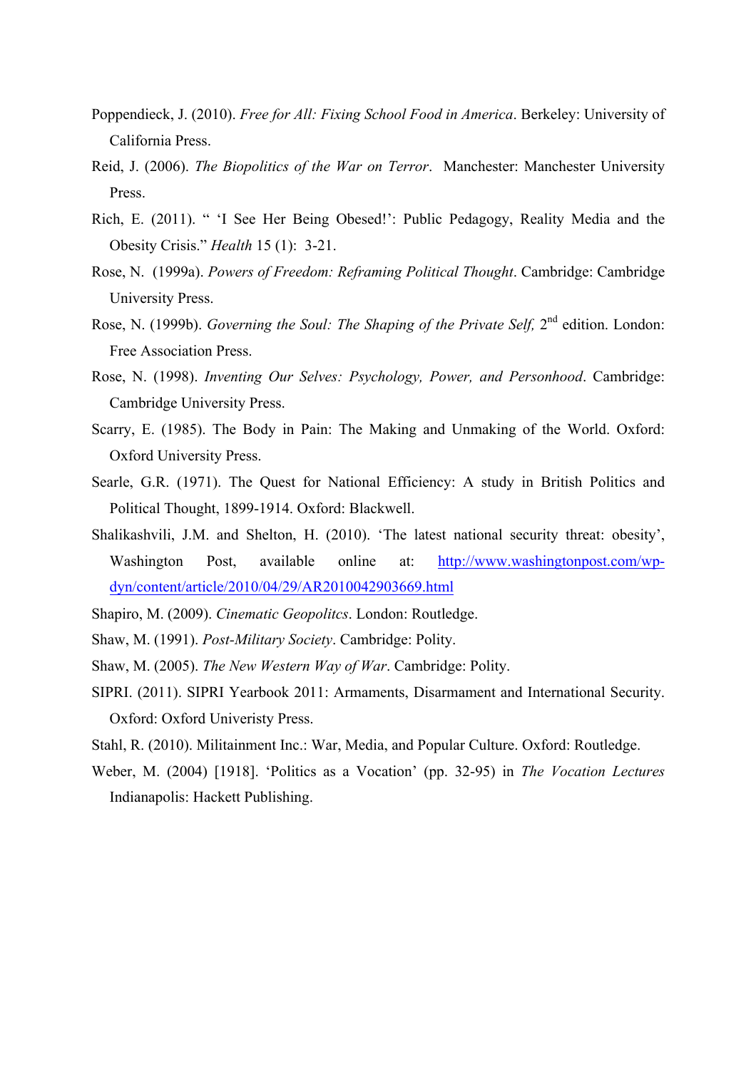Poppendieck, J. (2010). *Free for All: Fixing School Food in America*. Berkeley: University of California Press.

Reid, J. (2006). *The Biopolitics of the War on Terror*. Manchester: Manchester University Press.

Rich, E. (2011). " 'I See Her Being Obesed!': Public Pedagogy, Reality Media and the Obesity Crisis." *Health* 15 (1): 3-21.

Rose, N. (1999a). *Powers of Freedom: Reframing Political Thought*. Cambridge: Cambridge University Press.

Rose, N. (1999b). *Governing the Soul: The Shaping of the Private Self,* 2nd edition. London: Free Association Press.

Rose, N. (1998). *Inventing Our Selves: Psychology, Power, and Personhood*. Cambridge: Cambridge University Press.

Scarry, E. (1985). The Body in Pain: The Making and Unmaking of the World. Oxford: Oxford University Press.

Searle, G.R. (1971). The Quest for National Efficiency: A study in British Politics and Political Thought, 1899-1914. Oxford: Blackwell.

Shalikashvili, J.M. and Shelton, H. (2010). 'The latest national security threat: obesity', Washington Post, available online at: http://www.washingtonpost.com/wp-dyn/content/article/2010/04/29/AR2010042903669.html

Shapiro, M. (2009). *Cinematic Geopolitcs*. London: Routledge.

Shaw, M. (1991). *Post-Military Society*. Cambridge: Polity.

Shaw, M. (2005). *The New Western Way of War*. Cambridge: Polity.

SIPRI. (2011). SIPRI Yearbook 2011: Armaments, Disarmament and International Security. Oxford: Oxford Univeristy Press.

Stahl, R. (2010). Militainment Inc.: War, Media, and Popular Culture. Oxford: Routledge.

Weber, M. (2004) [1918]. 'Politics as a Vocation' (pp. 32-95) in *The Vocation Lectures* Indianapolis: Hackett Publishing.